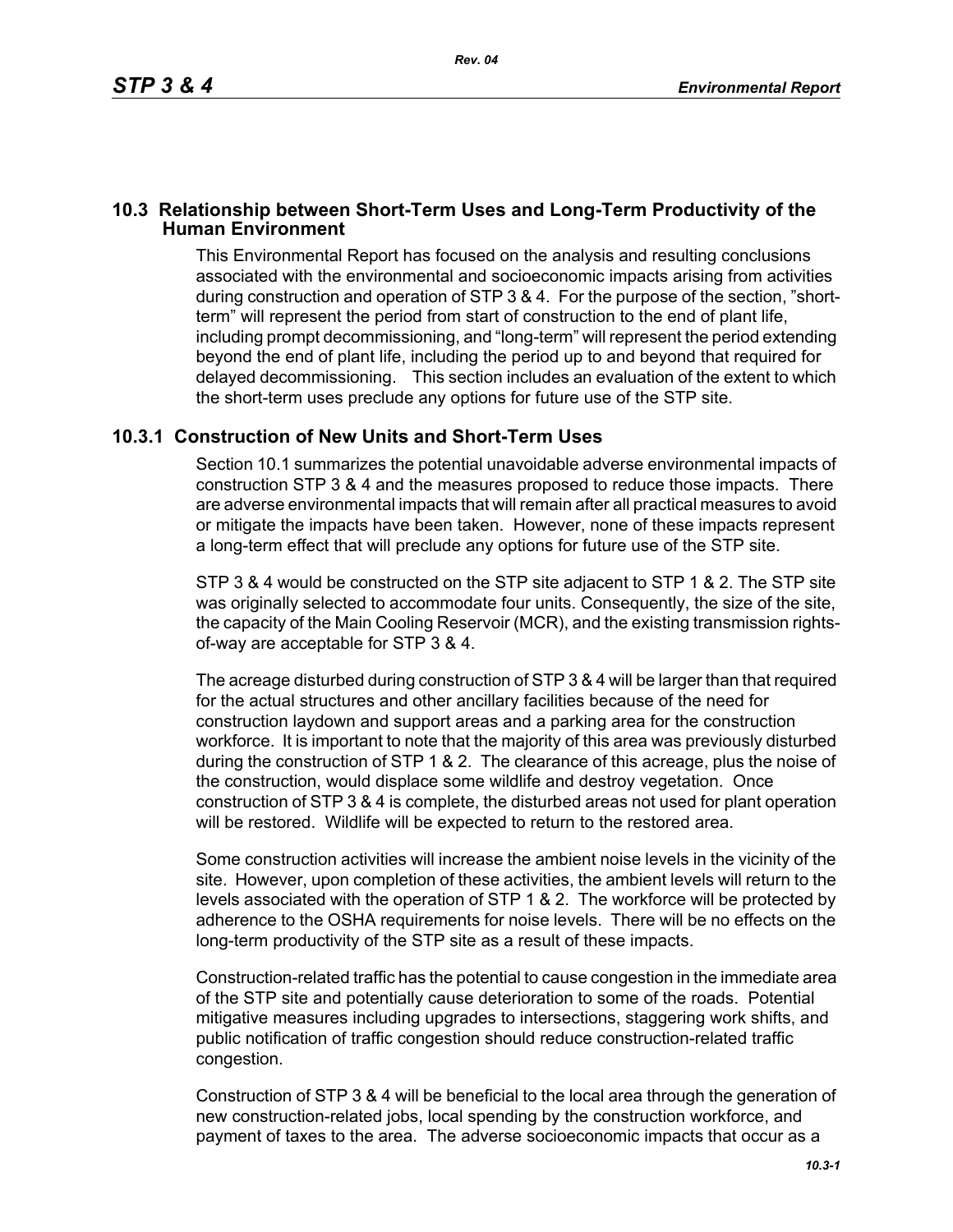## 10.3 Relationship between Short-Term Uses and Long-Term Productivity of the Human Environment

This Environmental Report has focused on the analysis and resulting conclusions associated with the environmental and socioeconomic impacts arising from activities during construction and operation of STP 3 & 4. For the purpose of the section, "short-term" will represent the period from start of construction to the end of plant life, including prompt decommissioning, and "long-term" will represent the period extending beyond the end of plant life, including the period up to and beyond that required for delayed decommissioning. This section includes an evaluation of the extent to which the short-term uses preclude any options for future use of the STP site.

### 10.3.1 Construction of New Units and Short-Term Uses

Section 10.1 summarizes the potential unavoidable adverse environmental impacts of construction STP 3 & 4 and the measures proposed to reduce those impacts. There are adverse environmental impacts that will remain after all practical measures to avoid or mitigate the impacts have been taken. However, none of these impacts represent a long-term effect that will preclude any options for future use of the STP site.

STP 3 & 4 would be constructed on the STP site adjacent to STP 1 & 2. The STP site was originally selected to accommodate four units. Consequently, the size of the site, the capacity of the Main Cooling Reservoir (MCR), and the existing transmission rights-of-way are acceptable for STP 3 & 4.

The acreage disturbed during construction of STP 3 & 4 will be larger than that required for the actual structures and other ancillary facilities because of the need for construction laydown and support areas and a parking area for the construction workforce. It is important to note that the majority of this area was previously disturbed during the construction of STP 1 & 2. The clearance of this acreage, plus the noise of the construction, would displace some wildlife and destroy vegetation. Once construction of STP 3 & 4 is complete, the disturbed areas not used for plant operation will be restored. Wildlife will be expected to return to the restored area.

Some construction activities will increase the ambient noise levels in the vicinity of the site. However, upon completion of these activities, the ambient levels will return to the levels associated with the operation of STP 1 & 2. The workforce will be protected by adherence to the OSHA requirements for noise levels. There will be no effects on the long-term productivity of the STP site as a result of these impacts.

Construction-related traffic has the potential to cause congestion in the immediate area of the STP site and potentially cause deterioration to some of the roads. Potential mitigative measures including upgrades to intersections, staggering work shifts, and public notification of traffic congestion should reduce construction-related traffic congestion.

Construction of STP 3 & 4 will be beneficial to the local area through the generation of new construction-related jobs, local spending by the construction workforce, and payment of taxes to the area. The adverse socioeconomic impacts that occur as a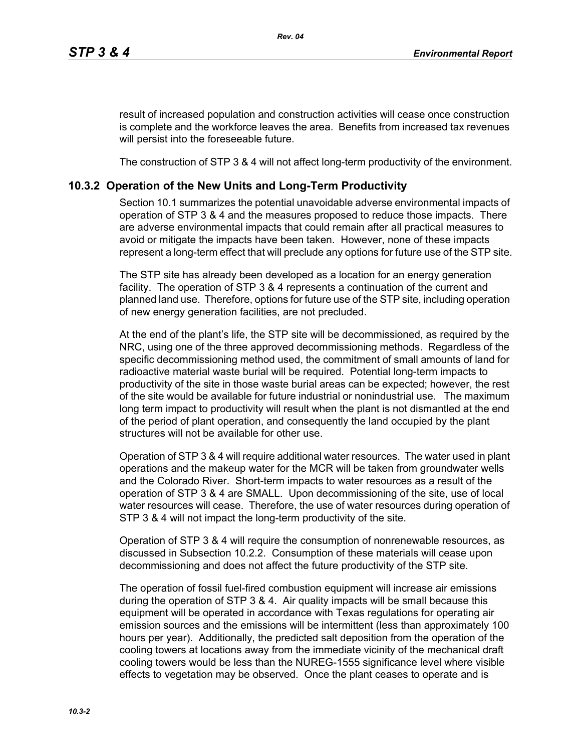result of increased population and construction activities will cease once construction is complete and the workforce leaves the area. Benefits from increased tax revenues will persist into the foreseeable future.

The construction of STP 3 & 4 will not affect long-term productivity of the environment.

## 10.3.2 Operation of the New Units and Long-Term Productivity

Section 10.1 summarizes the potential unavoidable adverse environmental impacts of operation of STP 3 & 4 and the measures proposed to reduce those impacts. There are adverse environmental impacts that could remain after all practical measures to avoid or mitigate the impacts have been taken. However, none of these impacts represent a long-term effect that will preclude any options for future use of the STP site.

The STP site has already been developed as a location for an energy generation facility. The operation of STP 3 & 4 represents a continuation of the current and planned land use. Therefore, options for future use of the STP site, including operation of new energy generation facilities, are not precluded.

At the end of the plant's life, the STP site will be decommissioned, as required by the NRC, using one of the three approved decommissioning methods. Regardless of the specific decommissioning method used, the commitment of small amounts of land for radioactive material waste burial will be required. Potential long-term impacts to productivity of the site in those waste burial areas can be expected; however, the rest of the site would be available for future industrial or nonindustrial use. The maximum long term impact to productivity will result when the plant is not dismantled at the end of the period of plant operation, and consequently the land occupied by the plant structures will not be available for other use.

Operation of STP 3 & 4 will require additional water resources. The water used in plant operations and the makeup water for the MCR will be taken from groundwater wells and the Colorado River. Short-term impacts to water resources as a result of the operation of STP 3 & 4 are SMALL. Upon decommissioning of the site, use of local water resources will cease. Therefore, the use of water resources during operation of STP 3 & 4 will not impact the long-term productivity of the site.

Operation of STP 3 & 4 will require the consumption of nonrenewable resources, as discussed in Subsection 10.2.2. Consumption of these materials will cease upon decommissioning and does not affect the future productivity of the STP site.

The operation of fossil fuel-fired combustion equipment will increase air emissions during the operation of STP 3 & 4. Air quality impacts will be small because this equipment will be operated in accordance with Texas regulations for operating air emission sources and the emissions will be intermittent (less than approximately 100 hours per year). Additionally, the predicted salt deposition from the operation of the cooling towers at locations away from the immediate vicinity of the mechanical draft cooling towers would be less than the NUREG-1555 significance level where visible effects to vegetation may be observed. Once the plant ceases to operate and is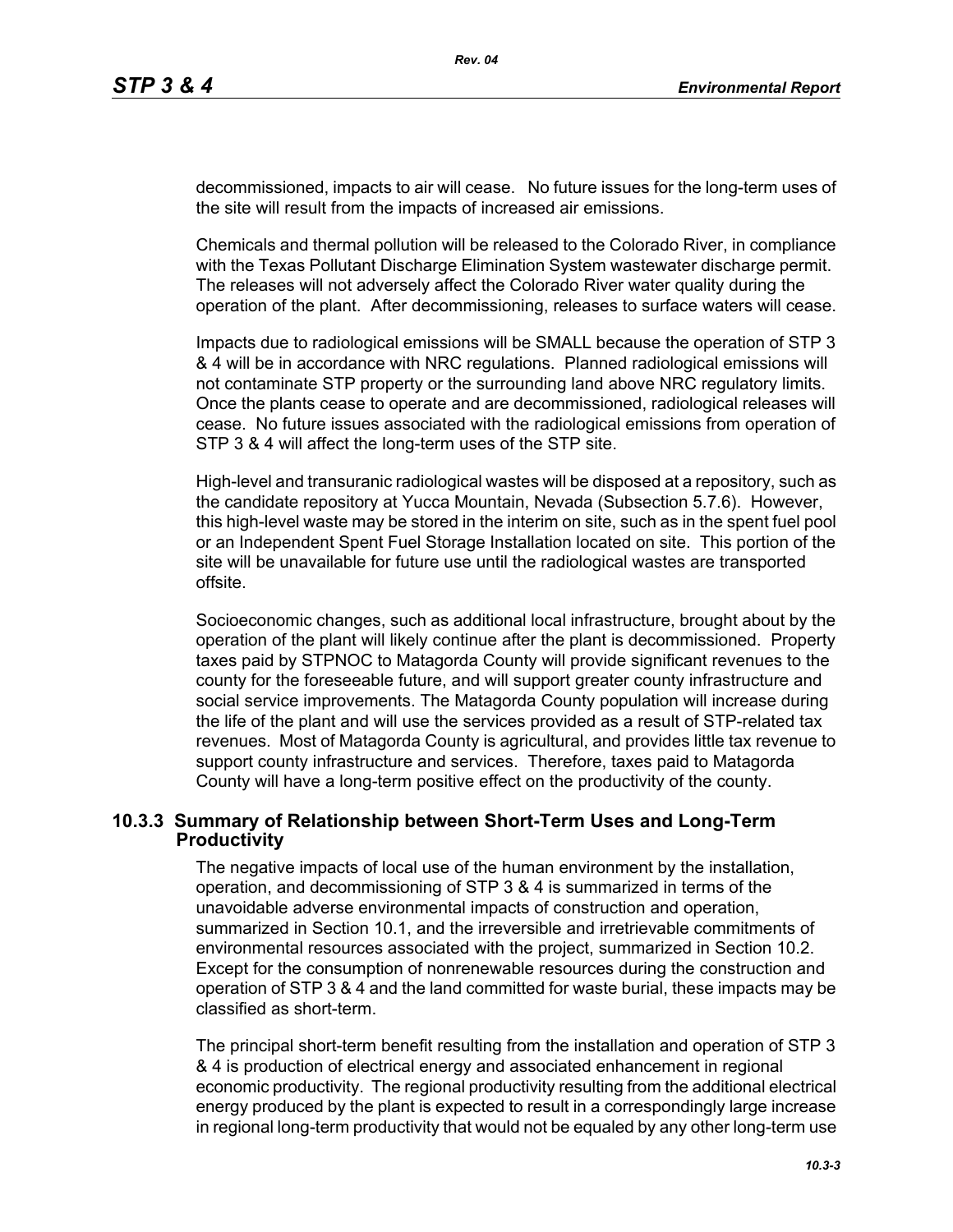decommissioned, impacts to air will cease. No future issues for the long-term uses of the site will result from the impacts of increased air emissions.

Chemicals and thermal pollution will be released to the Colorado River, in compliance with the Texas Pollutant Discharge Elimination System wastewater discharge permit. The releases will not adversely affect the Colorado River water quality during the operation of the plant. After decommissioning, releases to surface waters will cease.

Impacts due to radiological emissions will be SMALL because the operation of STP 3 & 4 will be in accordance with NRC regulations. Planned radiological emissions will not contaminate STP property or the surrounding land above NRC regulatory limits. Once the plants cease to operate and are decommissioned, radiological releases will cease. No future issues associated with the radiological emissions from operation of STP 3 & 4 will affect the long-term uses of the STP site.

High-level and transuranic radiological wastes will be disposed at a repository, such as the candidate repository at Yucca Mountain, Nevada (Subsection 5.7.6). However, this high-level waste may be stored in the interim on site, such as in the spent fuel pool or an Independent Spent Fuel Storage Installation located on site. This portion of the site will be unavailable for future use until the radiological wastes are transported offsite.

Socioeconomic changes, such as additional local infrastructure, brought about by the operation of the plant will likely continue after the plant is decommissioned. Property taxes paid by STPNOC to Matagorda County will provide significant revenues to the county for the foreseeable future, and will support greater county infrastructure and social service improvements. The Matagorda County population will increase during the life of the plant and will use the services provided as a result of STP-related tax revenues. Most of Matagorda County is agricultural, and provides little tax revenue to support county infrastructure and services. Therefore, taxes paid to Matagorda County will have a long-term positive effect on the productivity of the county.

### 10.3.3 Summary of Relationship between Short-Term Uses and Long-Term Productivity

The negative impacts of local use of the human environment by the installation, operation, and decommissioning of STP 3 & 4 is summarized in terms of the unavoidable adverse environmental impacts of construction and operation, summarized in Section 10.1, and the irreversible and irretrievable commitments of environmental resources associated with the project, summarized in Section 10.2. Except for the consumption of nonrenewable resources during the construction and operation of STP 3 & 4 and the land committed for waste burial, these impacts may be classified as short-term.

The principal short-term benefit resulting from the installation and operation of STP 3 & 4 is production of electrical energy and associated enhancement in regional economic productivity. The regional productivity resulting from the additional electrical energy produced by the plant is expected to result in a correspondingly large increase in regional long-term productivity that would not be equaled by any other long-term use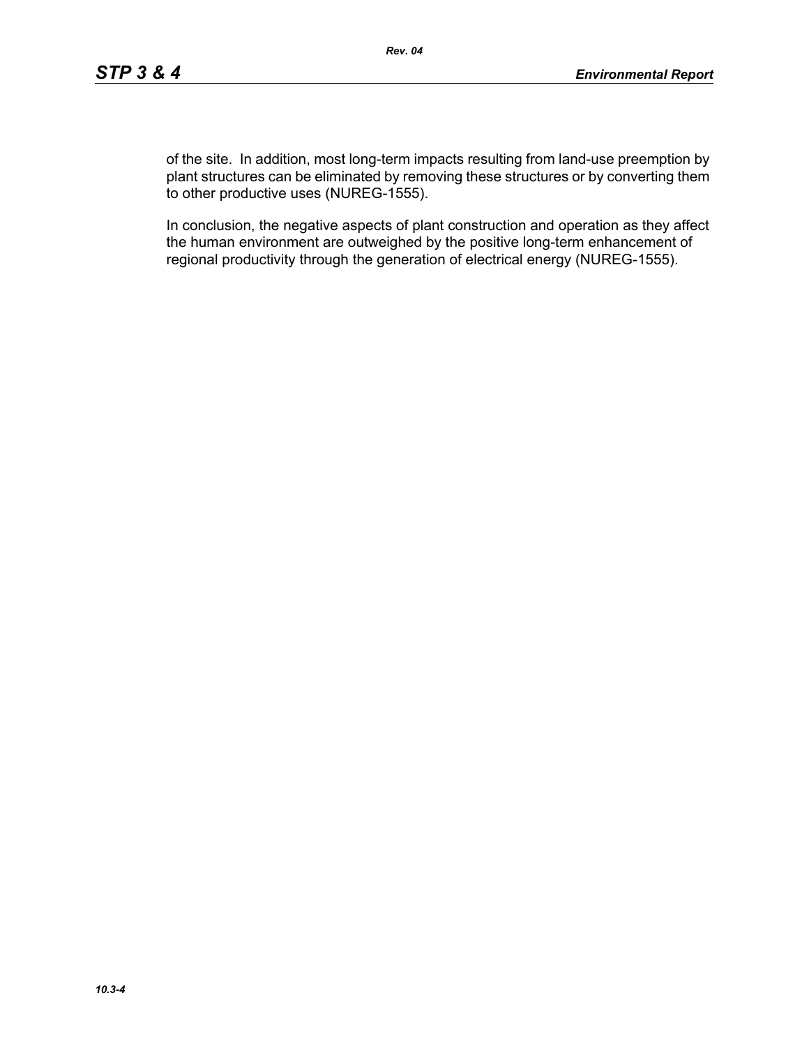of the site. In addition, most long-term impacts resulting from land-use preemption by plant structures can be eliminated by removing these structures or by converting them to other productive uses (NUREG-1555).

In conclusion, the negative aspects of plant construction and operation as they affect the human environment are outweighed by the positive long-term enhancement of regional productivity through the generation of electrical energy (NUREG-1555).